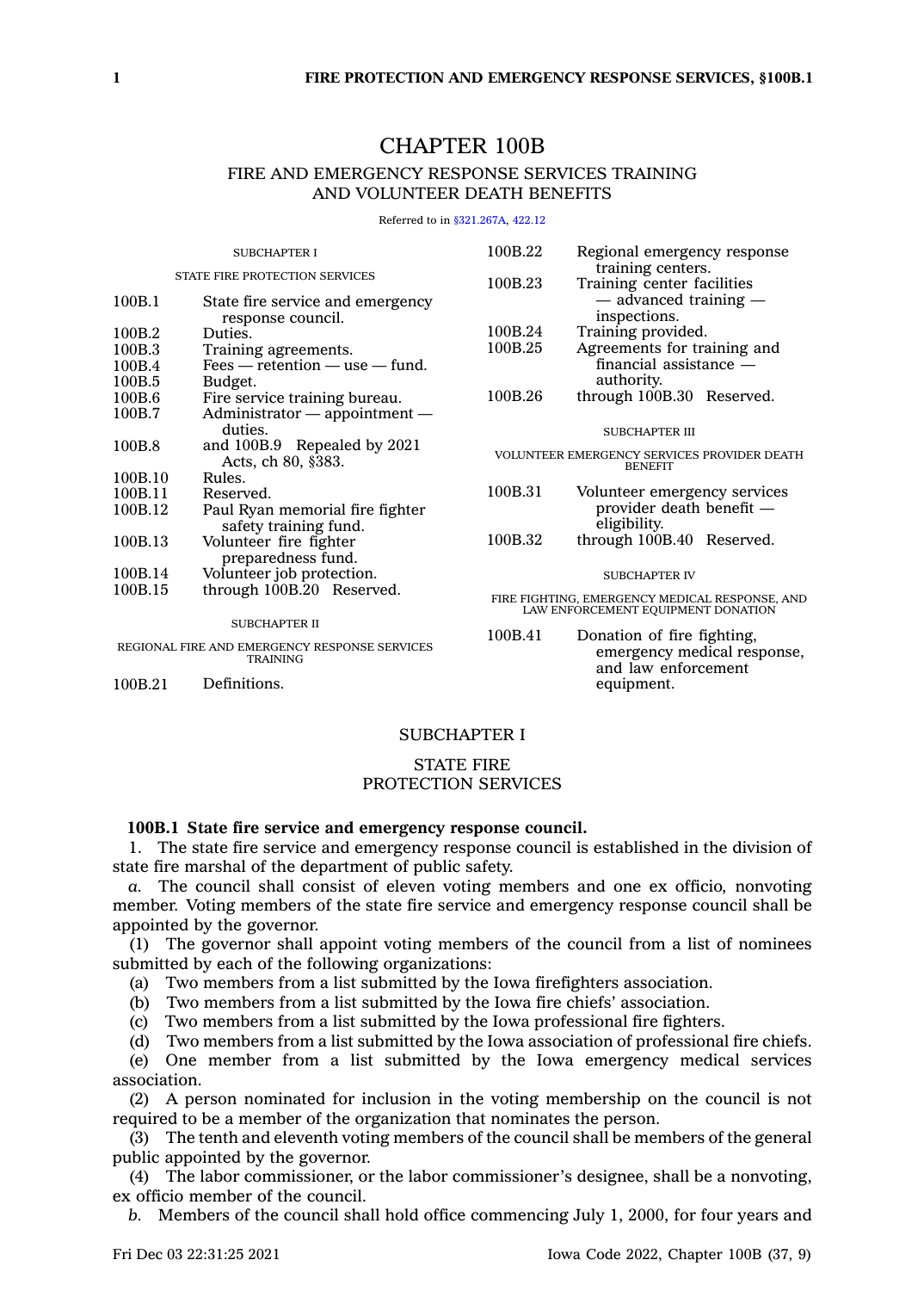# CHAPTER 100B

## FIRE AND EMERGENCY RESPONSE SERVICES TRAINING AND VOLUNTEER DEATH BENEFITS

Referred to in §321.267A, 422.12

SUBCHAPTER I

STATE FIRE PROTECTION SERVICES

| | |
|---|---|
| 100B.1 | State fire service and emergency response council. |
| 100B.2 | Duties. |
| 100B.3 | Training agreements. |
| 100B.4 | Fees — retention — use — fund. |
| 100B.5 | Budget. |
| 100B.6 | Fire service training bureau. |
| 100B.7 | Administrator — appointment — duties. |
| 100B.8 | and 100B.9 Repealed by 2021 Acts, ch 80, §383. |
| 100B.10 | Rules. |
| 100B.11 | Reserved. |
| 100B.12 | Paul Ryan memorial fire fighter safety training fund. |
| 100B.13 | Volunteer fire fighter preparedness fund. |
| 100B.14 | Volunteer job protection. |
| 100B.15 | through 100B.20 Reserved. |

SUBCHAPTER II

REGIONAL FIRE AND EMERGENCY RESPONSE SERVICES TRAINING

| | |
|---|---|
| 100B.21 | Definitions. |
| 100B.22 | Regional emergency response training centers. |
| 100B.23 | Training center facilities — advanced training — inspections. |
| 100B.24 | Training provided. |
| 100B.25 | Agreements for training and financial assistance — authority. |
| 100B.26 | through 100B.30 Reserved. |

SUBCHAPTER III

VOLUNTEER EMERGENCY SERVICES PROVIDER DEATH BENEFIT

| | |
|---|---|
| 100B.31 | Volunteer emergency services provider death benefit — eligibility. |
| 100B.32 | through 100B.40 Reserved. |

SUBCHAPTER IV

FIRE FIGHTING, EMERGENCY MEDICAL RESPONSE, AND LAW ENFORCEMENT EQUIPMENT DONATION

| | |
|---|---|
| 100B.41 | Donation of fire fighting, emergency medical response, and law enforcement equipment. |

## SUBCHAPTER I

## STATE FIRE PROTECTION SERVICES

**100B.1 State fire service and emergency response council.**

1. The state fire service and emergency response council is established in the division of state fire marshal of the department of public safety.

*a.* The council shall consist of eleven voting members and one ex officio, nonvoting member. Voting members of the state fire service and emergency response council shall be appointed by the governor.

(1) The governor shall appoint voting members of the council from a list of nominees submitted by each of the following organizations:

(a) Two members from a list submitted by the Iowa firefighters association.

(b) Two members from a list submitted by the Iowa fire chiefs' association.

(c) Two members from a list submitted by the Iowa professional fire fighters.

(d) Two members from a list submitted by the Iowa association of professional fire chiefs.

(e) One member from a list submitted by the Iowa emergency medical services association.

(2) A person nominated for inclusion in the voting membership on the council is not required to be a member of the organization that nominates the person.

(3) The tenth and eleventh voting members of the council shall be members of the general public appointed by the governor.

(4) The labor commissioner, or the labor commissioner's designee, shall be a nonvoting, ex officio member of the council.

*b.* Members of the council shall hold office commencing July 1, 2000, for four years and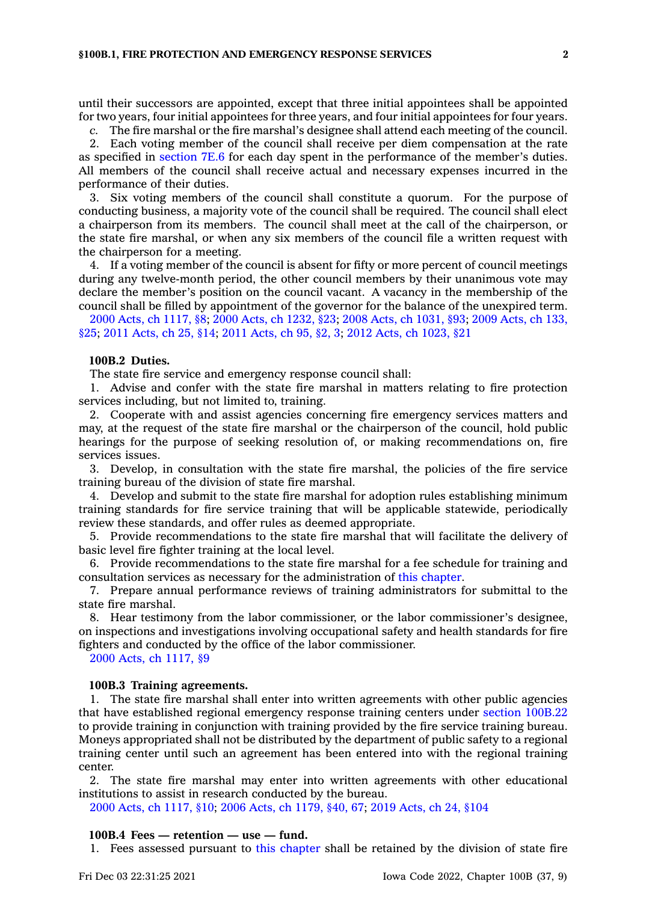until their successors are appointed, except that three initial appointees shall be appointed for two years, four initial appointees for three years, and four initial appointees for four years.

*c.* The fire marshal or the fire marshal's designee shall attend each meeting of the council.

2. Each voting member of the council shall receive per diem compensation at the rate as specified in section 7E.6 for each day spent in the performance of the member's duties. All members of the council shall receive actual and necessary expenses incurred in the performance of their duties.

3. Six voting members of the council shall constitute a quorum. For the purpose of conducting business, a majority vote of the council shall be required. The council shall elect a chairperson from its members. The council shall meet at the call of the chairperson, or the state fire marshal, or when any six members of the council file a written request with the chairperson for a meeting.

4. If a voting member of the council is absent for fifty or more percent of council meetings during any twelve-month period, the other council members by their unanimous vote may declare the member's position on the council vacant. A vacancy in the membership of the council shall be filled by appointment of the governor for the balance of the unexpired term.

2000 Acts, ch 1117, §8; 2000 Acts, ch 1232, §23; 2008 Acts, ch 1031, §93; 2009 Acts, ch 133, §25; 2011 Acts, ch 25, §14; 2011 Acts, ch 95, §2, 3; 2012 Acts, ch 1023, §21

**100B.2 Duties.**

The state fire service and emergency response council shall:

1. Advise and confer with the state fire marshal in matters relating to fire protection services including, but not limited to, training.

2. Cooperate with and assist agencies concerning fire emergency services matters and may, at the request of the state fire marshal or the chairperson of the council, hold public hearings for the purpose of seeking resolution of, or making recommendations on, fire services issues.

3. Develop, in consultation with the state fire marshal, the policies of the fire service training bureau of the division of state fire marshal.

4. Develop and submit to the state fire marshal for adoption rules establishing minimum training standards for fire service training that will be applicable statewide, periodically review these standards, and offer rules as deemed appropriate.

5. Provide recommendations to the state fire marshal that will facilitate the delivery of basic level fire fighter training at the local level.

6. Provide recommendations to the state fire marshal for a fee schedule for training and consultation services as necessary for the administration of this chapter.

7. Prepare annual performance reviews of training administrators for submittal to the state fire marshal.

8. Hear testimony from the labor commissioner, or the labor commissioner's designee, on inspections and investigations involving occupational safety and health standards for fire fighters and conducted by the office of the labor commissioner.

2000 Acts, ch 1117, §9

**100B.3 Training agreements.**

1. The state fire marshal shall enter into written agreements with other public agencies that have established regional emergency response training centers under section 100B.22 to provide training in conjunction with training provided by the fire service training bureau. Moneys appropriated shall not be distributed by the department of public safety to a regional training center until such an agreement has been entered into with the regional training center.

2. The state fire marshal may enter into written agreements with other educational institutions to assist in research conducted by the bureau.

2000 Acts, ch 1117, §10; 2006 Acts, ch 1179, §40, 67; 2019 Acts, ch 24, §104

**100B.4 Fees — retention — use — fund.**

1. Fees assessed pursuant to this chapter shall be retained by the division of state fire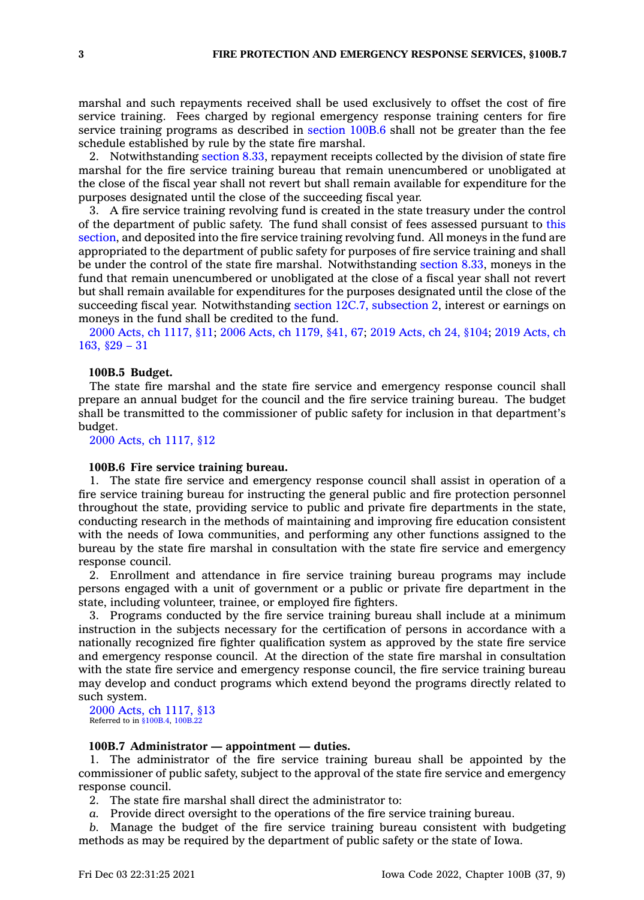marshal and such repayments received shall be used exclusively to offset the cost of fire service training. Fees charged by regional emergency response training centers for fire service training programs as described in section 100B.6 shall not be greater than the fee schedule established by rule by the state fire marshal.

2. Notwithstanding section 8.33, repayment receipts collected by the division of state fire marshal for the fire service training bureau that remain unencumbered or unobligated at the close of the fiscal year shall not revert but shall remain available for expenditure for the purposes designated until the close of the succeeding fiscal year.

3. A fire service training revolving fund is created in the state treasury under the control of the department of public safety. The fund shall consist of fees assessed pursuant to this section, and deposited into the fire service training revolving fund. All moneys in the fund are appropriated to the department of public safety for purposes of fire service training and shall be under the control of the state fire marshal. Notwithstanding section 8.33, moneys in the fund that remain unencumbered or unobligated at the close of a fiscal year shall not revert but shall remain available for expenditures for the purposes designated until the close of the succeeding fiscal year. Notwithstanding section 12C.7, subsection 2, interest or earnings on moneys in the fund shall be credited to the fund.

2000 Acts, ch 1117, §11; 2006 Acts, ch 1179, §41, 67; 2019 Acts, ch 24, §104; 2019 Acts, ch 163, §29 – 31

**100B.5 Budget.**

The state fire marshal and the state fire service and emergency response council shall prepare an annual budget for the council and the fire service training bureau. The budget shall be transmitted to the commissioner of public safety for inclusion in that department's budget.

2000 Acts, ch 1117, §12

**100B.6 Fire service training bureau.**

1. The state fire service and emergency response council shall assist in operation of a fire service training bureau for instructing the general public and fire protection personnel throughout the state, providing service to public and private fire departments in the state, conducting research in the methods of maintaining and improving fire education consistent with the needs of Iowa communities, and performing any other functions assigned to the bureau by the state fire marshal in consultation with the state fire service and emergency response council.

2. Enrollment and attendance in fire service training bureau programs may include persons engaged with a unit of government or a public or private fire department in the state, including volunteer, trainee, or employed fire fighters.

3. Programs conducted by the fire service training bureau shall include at a minimum instruction in the subjects necessary for the certification of persons in accordance with a nationally recognized fire fighter qualification system as approved by the state fire service and emergency response council. At the direction of the state fire marshal in consultation with the state fire service and emergency response council, the fire service training bureau may develop and conduct programs which extend beyond the programs directly related to such system.

2000 Acts, ch 1117, §13
Referred to in §100B.4, 100B.22

**100B.7 Administrator — appointment — duties.**

1. The administrator of the fire service training bureau shall be appointed by the commissioner of public safety, subject to the approval of the state fire service and emergency response council.

2. The state fire marshal shall direct the administrator to:

*a.* Provide direct oversight to the operations of the fire service training bureau.

*b.* Manage the budget of the fire service training bureau consistent with budgeting methods as may be required by the department of public safety or the state of Iowa.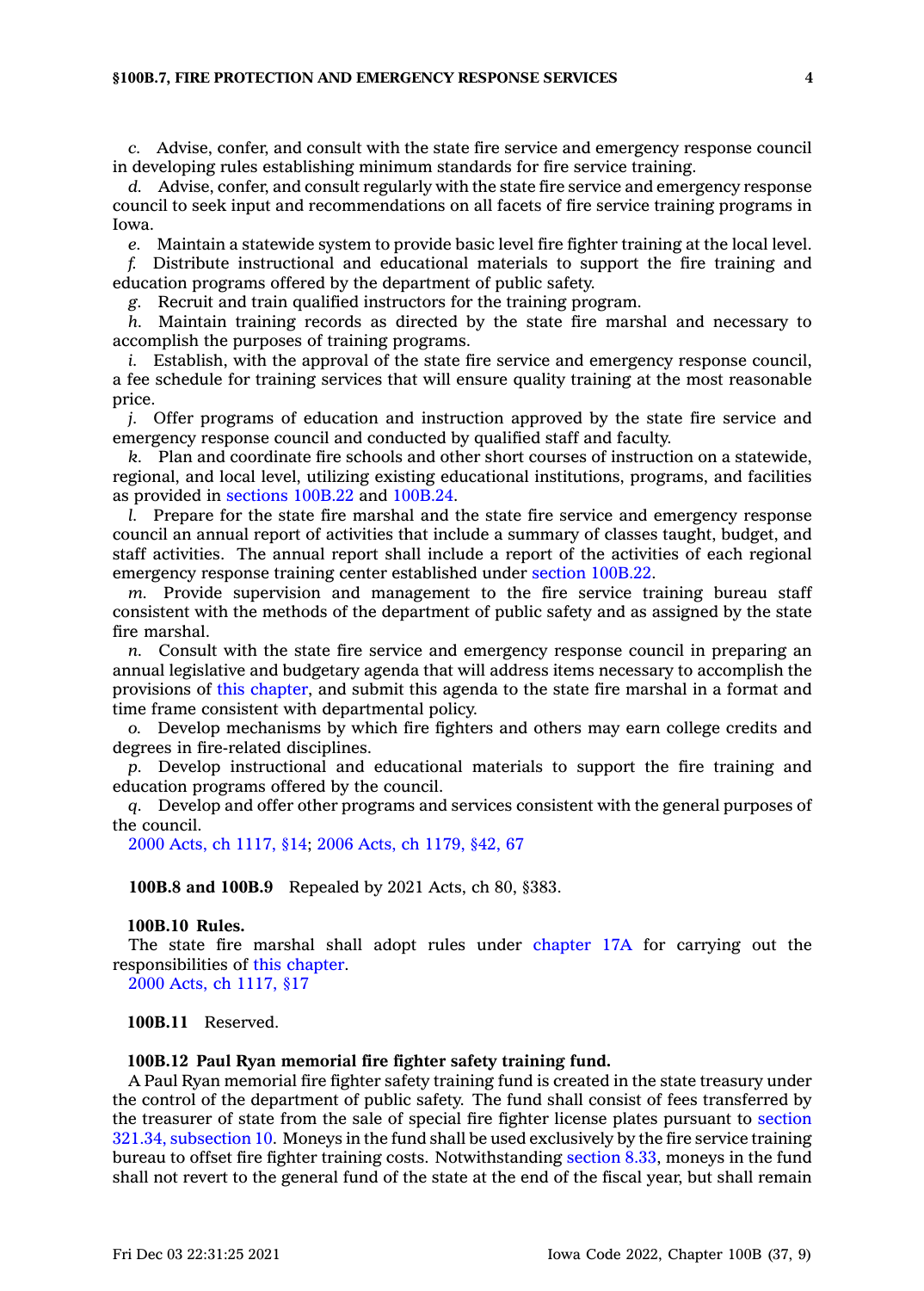*c.* Advise, confer, and consult with the state fire service and emergency response council in developing rules establishing minimum standards for fire service training.

*d.* Advise, confer, and consult regularly with the state fire service and emergency response council to seek input and recommendations on all facets of fire service training programs in Iowa.

*e.* Maintain a statewide system to provide basic level fire fighter training at the local level.

*f.* Distribute instructional and educational materials to support the fire training and education programs offered by the department of public safety.

*g.* Recruit and train qualified instructors for the training program.

*h.* Maintain training records as directed by the state fire marshal and necessary to accomplish the purposes of training programs.

*i.* Establish, with the approval of the state fire service and emergency response council, a fee schedule for training services that will ensure quality training at the most reasonable price.

*j.* Offer programs of education and instruction approved by the state fire service and emergency response council and conducted by qualified staff and faculty.

*k.* Plan and coordinate fire schools and other short courses of instruction on a statewide, regional, and local level, utilizing existing educational institutions, programs, and facilities as provided in sections 100B.22 and 100B.24.

*l.* Prepare for the state fire marshal and the state fire service and emergency response council an annual report of activities that include a summary of classes taught, budget, and staff activities. The annual report shall include a report of the activities of each regional emergency response training center established under section 100B.22.

*m.* Provide supervision and management to the fire service training bureau staff consistent with the methods of the department of public safety and as assigned by the state fire marshal.

*n.* Consult with the state fire service and emergency response council in preparing an annual legislative and budgetary agenda that will address items necessary to accomplish the provisions of this chapter, and submit this agenda to the state fire marshal in a format and time frame consistent with departmental policy.

*o.* Develop mechanisms by which fire fighters and others may earn college credits and degrees in fire-related disciplines.

*p.* Develop instructional and educational materials to support the fire training and education programs offered by the council.

*q.* Develop and offer other programs and services consistent with the general purposes of the council.

2000 Acts, ch 1117, §14; 2006 Acts, ch 1179, §42, 67

**100B.8 and 100B.9** Repealed by 2021 Acts, ch 80, §383.

**100B.10 Rules.**

The state fire marshal shall adopt rules under chapter 17A for carrying out the responsibilities of this chapter.

2000 Acts, ch 1117, §17

**100B.11** Reserved.

**100B.12 Paul Ryan memorial fire fighter safety training fund.**

A Paul Ryan memorial fire fighter safety training fund is created in the state treasury under the control of the department of public safety. The fund shall consist of fees transferred by the treasurer of state from the sale of special fire fighter license plates pursuant to section 321.34, subsection 10. Moneys in the fund shall be used exclusively by the fire service training bureau to offset fire fighter training costs. Notwithstanding section 8.33, moneys in the fund shall not revert to the general fund of the state at the end of the fiscal year, but shall remain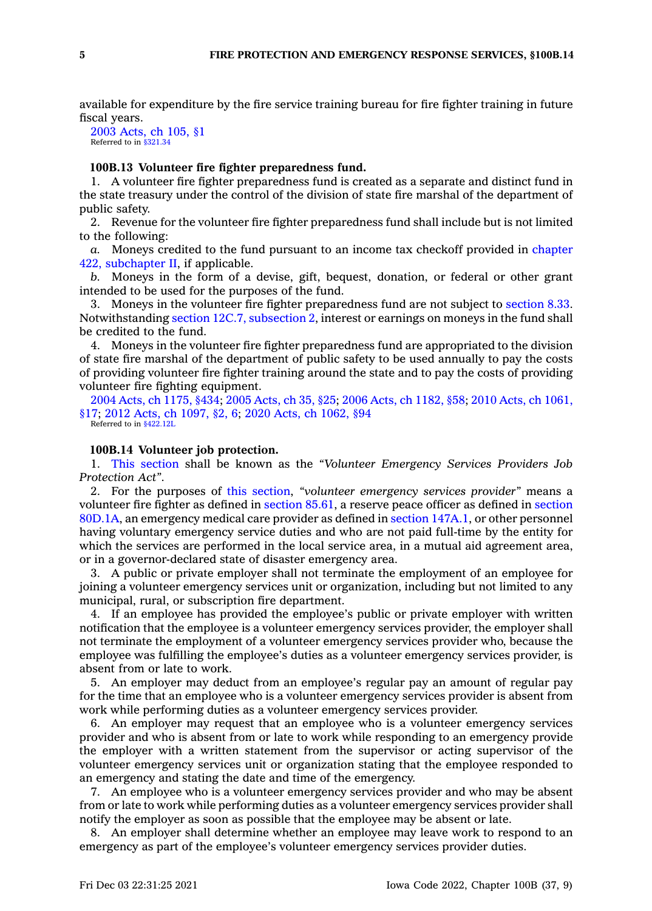available for expenditure by the fire service training bureau for fire fighter training in future fiscal years.

2003 Acts, ch 105, §1
Referred to in §321.34

**100B.13 Volunteer fire fighter preparedness fund.**

1. A volunteer fire fighter preparedness fund is created as a separate and distinct fund in the state treasury under the control of the division of state fire marshal of the department of public safety.

2. Revenue for the volunteer fire fighter preparedness fund shall include but is not limited to the following:

*a.* Moneys credited to the fund pursuant to an income tax checkoff provided in chapter 422, subchapter II, if applicable.

*b.* Moneys in the form of a devise, gift, bequest, donation, or federal or other grant intended to be used for the purposes of the fund.

3. Moneys in the volunteer fire fighter preparedness fund are not subject to section 8.33. Notwithstanding section 12C.7, subsection 2, interest or earnings on moneys in the fund shall be credited to the fund.

4. Moneys in the volunteer fire fighter preparedness fund are appropriated to the division of state fire marshal of the department of public safety to be used annually to pay the costs of providing volunteer fire fighter training around the state and to pay the costs of providing volunteer fire fighting equipment.

2004 Acts, ch 1175, §434; 2005 Acts, ch 35, §25; 2006 Acts, ch 1182, §58; 2010 Acts, ch 1061, §17; 2012 Acts, ch 1097, §2, 6; 2020 Acts, ch 1062, §94
Referred to in §422.12L

**100B.14 Volunteer job protection.**

1. This section shall be known as the *"Volunteer Emergency Services Providers Job Protection Act"*.

2. For the purposes of this section, *"volunteer emergency services provider"* means a volunteer fire fighter as defined in section 85.61, a reserve peace officer as defined in section 80D.1A, an emergency medical care provider as defined in section 147A.1, or other personnel having voluntary emergency service duties and who are not paid full-time by the entity for which the services are performed in the local service area, in a mutual aid agreement area, or in a governor-declared state of disaster emergency area.

3. A public or private employer shall not terminate the employment of an employee for joining a volunteer emergency services unit or organization, including but not limited to any municipal, rural, or subscription fire department.

4. If an employee has provided the employee's public or private employer with written notification that the employee is a volunteer emergency services provider, the employer shall not terminate the employment of a volunteer emergency services provider who, because the employee was fulfilling the employee's duties as a volunteer emergency services provider, is absent from or late to work.

5. An employer may deduct from an employee's regular pay an amount of regular pay for the time that an employee who is a volunteer emergency services provider is absent from work while performing duties as a volunteer emergency services provider.

6. An employer may request that an employee who is a volunteer emergency services provider and who is absent from or late to work while responding to an emergency provide the employer with a written statement from the supervisor or acting supervisor of the volunteer emergency services unit or organization stating that the employee responded to an emergency and stating the date and time of the emergency.

7. An employee who is a volunteer emergency services provider and who may be absent from or late to work while performing duties as a volunteer emergency services provider shall notify the employer as soon as possible that the employee may be absent or late.

8. An employer shall determine whether an employee may leave work to respond to an emergency as part of the employee's volunteer emergency services provider duties.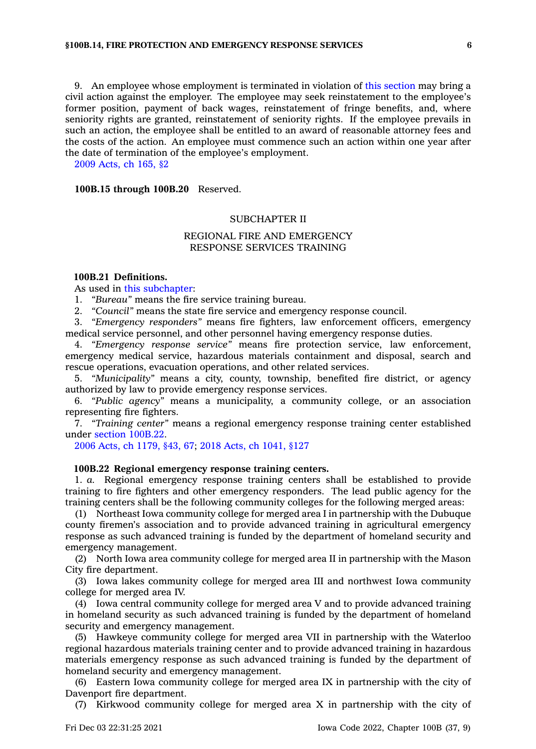9. An employee whose employment is terminated in violation of this section may bring a civil action against the employer. The employee may seek reinstatement to the employee's former position, payment of back wages, reinstatement of fringe benefits, and, where seniority rights are granted, reinstatement of seniority rights. If the employee prevails in such an action, the employee shall be entitled to an award of reasonable attorney fees and the costs of the action. An employee must commence such an action within one year after the date of termination of the employee's employment.

2009 Acts, ch 165, §2

**100B.15 through 100B.20** Reserved.

## SUBCHAPTER II

## REGIONAL FIRE AND EMERGENCY RESPONSE SERVICES TRAINING

**100B.21 Definitions.**

As used in this subchapter:

1. *"Bureau"* means the fire service training bureau.
2. *"Council"* means the state fire service and emergency response council.
3. *"Emergency responders"* means fire fighters, law enforcement officers, emergency medical service personnel, and other personnel having emergency response duties.
4. *"Emergency response service"* means fire protection service, law enforcement, emergency medical service, hazardous materials containment and disposal, search and rescue operations, evacuation operations, and other related services.
5. *"Municipality"* means a city, county, township, benefited fire district, or agency authorized by law to provide emergency response services.
6. *"Public agency"* means a municipality, a community college, or an association representing fire fighters.
7. *"Training center"* means a regional emergency response training center established under section 100B.22.

2006 Acts, ch 1179, §43, 67; 2018 Acts, ch 1041, §127

**100B.22 Regional emergency response training centers.**

1. *a.* Regional emergency response training centers shall be established to provide training to fire fighters and other emergency responders. The lead public agency for the training centers shall be the following community colleges for the following merged areas:

(1) Northeast Iowa community college for merged area I in partnership with the Dubuque county firemen's association and to provide advanced training in agricultural emergency response as such advanced training is funded by the department of homeland security and emergency management.

(2) North Iowa area community college for merged area II in partnership with the Mason City fire department.

(3) Iowa lakes community college for merged area III and northwest Iowa community college for merged area IV.

(4) Iowa central community college for merged area V and to provide advanced training in homeland security as such advanced training is funded by the department of homeland security and emergency management.

(5) Hawkeye community college for merged area VII in partnership with the Waterloo regional hazardous materials training center and to provide advanced training in hazardous materials emergency response as such advanced training is funded by the department of homeland security and emergency management.

(6) Eastern Iowa community college for merged area IX in partnership with the city of Davenport fire department.

(7) Kirkwood community college for merged area X in partnership with the city of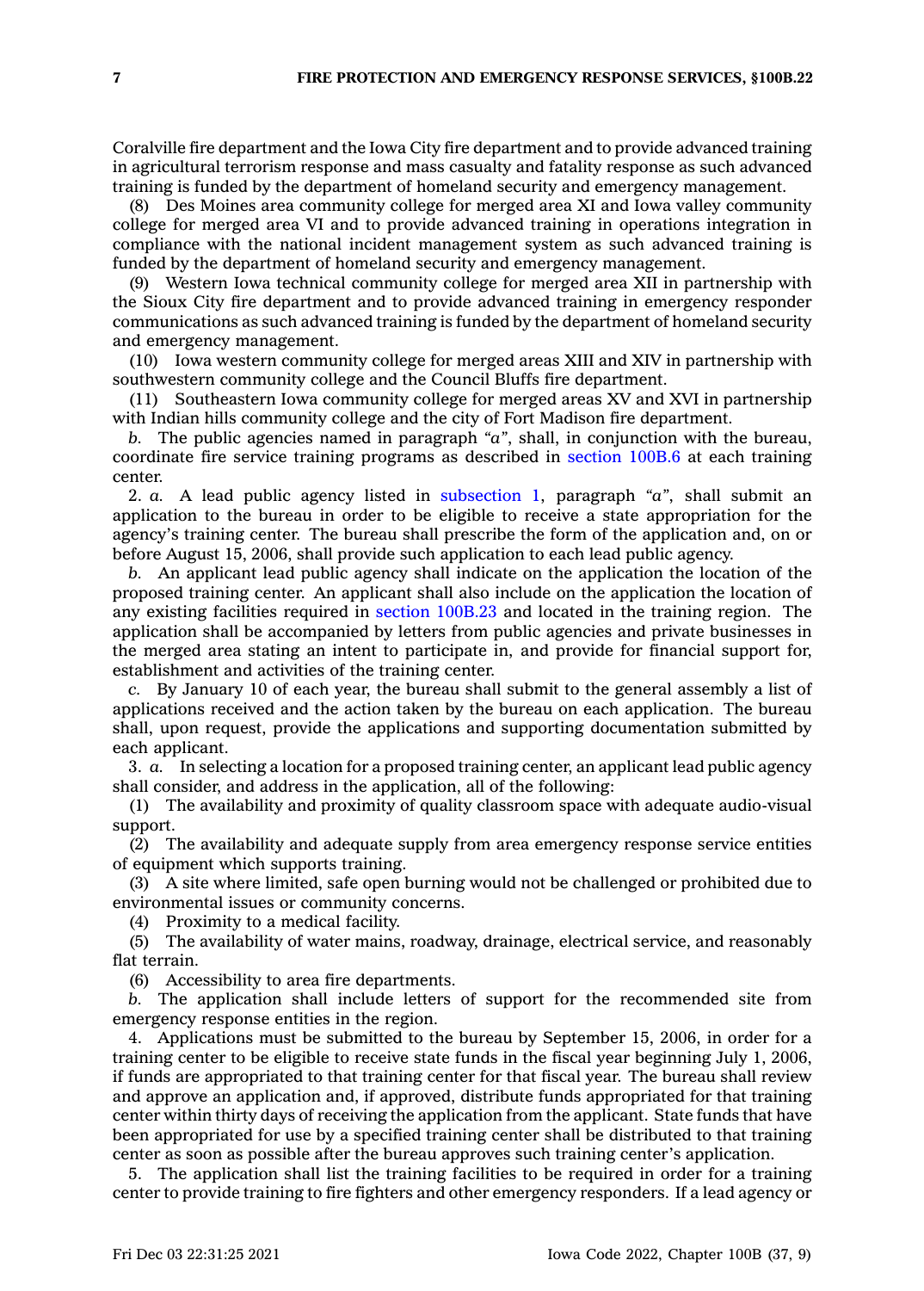Coralville fire department and the Iowa City fire department and to provide advanced training in agricultural terrorism response and mass casualty and fatality response as such advanced training is funded by the department of homeland security and emergency management.

(8) Des Moines area community college for merged area XI and Iowa valley community college for merged area VI and to provide advanced training in operations integration in compliance with the national incident management system as such advanced training is funded by the department of homeland security and emergency management.

(9) Western Iowa technical community college for merged area XII in partnership with the Sioux City fire department and to provide advanced training in emergency responder communications as such advanced training is funded by the department of homeland security and emergency management.

(10) Iowa western community college for merged areas XIII and XIV in partnership with southwestern community college and the Council Bluffs fire department.

(11) Southeastern Iowa community college for merged areas XV and XVI in partnership with Indian hills community college and the city of Fort Madison fire department.

*b.* The public agencies named in paragraph *"a"*, shall, in conjunction with the bureau, coordinate fire service training programs as described in section 100B.6 at each training center.

2. *a.* A lead public agency listed in subsection 1, paragraph *"a"*, shall submit an application to the bureau in order to be eligible to receive a state appropriation for the agency's training center. The bureau shall prescribe the form of the application and, on or before August 15, 2006, shall provide such application to each lead public agency.

*b.* An applicant lead public agency shall indicate on the application the location of the proposed training center. An applicant shall also include on the application the location of any existing facilities required in section 100B.23 and located in the training region. The application shall be accompanied by letters from public agencies and private businesses in the merged area stating an intent to participate in, and provide for financial support for, establishment and activities of the training center.

*c.* By January 10 of each year, the bureau shall submit to the general assembly a list of applications received and the action taken by the bureau on each application. The bureau shall, upon request, provide the applications and supporting documentation submitted by each applicant.

3. *a.* In selecting a location for a proposed training center, an applicant lead public agency shall consider, and address in the application, all of the following:

(1) The availability and proximity of quality classroom space with adequate audio-visual support.

(2) The availability and adequate supply from area emergency response service entities of equipment which supports training.

(3) A site where limited, safe open burning would not be challenged or prohibited due to environmental issues or community concerns.

(4) Proximity to a medical facility.

(5) The availability of water mains, roadway, drainage, electrical service, and reasonably flat terrain.

(6) Accessibility to area fire departments.

*b.* The application shall include letters of support for the recommended site from emergency response entities in the region.

4. Applications must be submitted to the bureau by September 15, 2006, in order for a training center to be eligible to receive state funds in the fiscal year beginning July 1, 2006, if funds are appropriated to that training center for that fiscal year. The bureau shall review and approve an application and, if approved, distribute funds appropriated for that training center within thirty days of receiving the application from the applicant. State funds that have been appropriated for use by a specified training center shall be distributed to that training center as soon as possible after the bureau approves such training center's application.

5. The application shall list the training facilities to be required in order for a training center to provide training to fire fighters and other emergency responders. If a lead agency or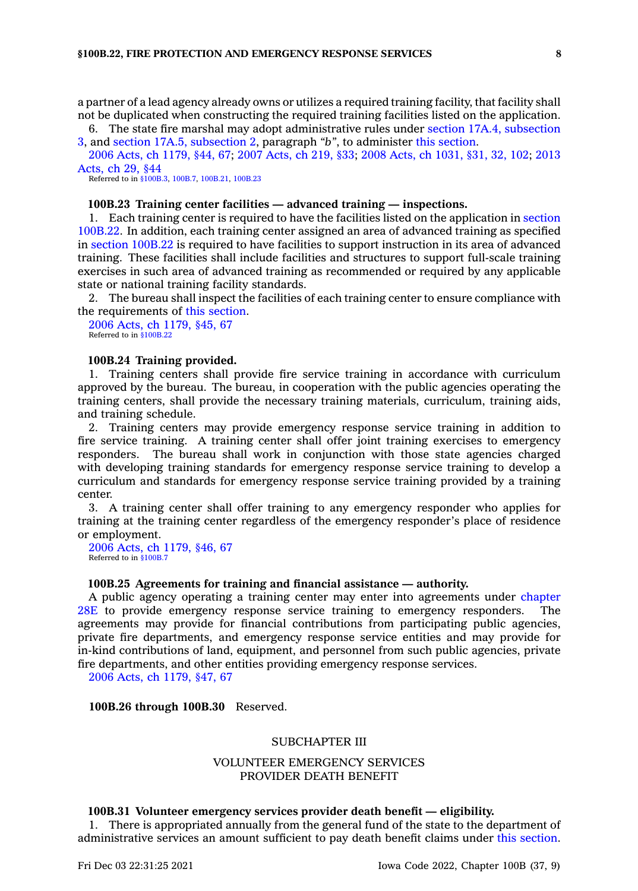a partner of a lead agency already owns or utilizes a required training facility, that facility shall not be duplicated when constructing the required training facilities listed on the application.

6. The state fire marshal may adopt administrative rules under section 17A.4, subsection 3, and section 17A.5, subsection 2, paragraph *"b"*, to administer this section.

2006 Acts, ch 1179, §44, 67; 2007 Acts, ch 219, §33; 2008 Acts, ch 1031, §31, 32, 102; 2013 Acts, ch 29, §44

Referred to in §100B.3, 100B.7, 100B.21, 100B.23

**100B.23 Training center facilities — advanced training — inspections.**

1. Each training center is required to have the facilities listed on the application in section 100B.22. In addition, each training center assigned an area of advanced training as specified in section 100B.22 is required to have facilities to support instruction in its area of advanced training. These facilities shall include facilities and structures to support full-scale training exercises in such area of advanced training as recommended or required by any applicable state or national training facility standards.

2. The bureau shall inspect the facilities of each training center to ensure compliance with the requirements of this section.

2006 Acts, ch 1179, §45, 67

Referred to in §100B.22

**100B.24 Training provided.**

1. Training centers shall provide fire service training in accordance with curriculum approved by the bureau. The bureau, in cooperation with the public agencies operating the training centers, shall provide the necessary training materials, curriculum, training aids, and training schedule.

2. Training centers may provide emergency response service training in addition to fire service training. A training center shall offer joint training exercises to emergency responders. The bureau shall work in conjunction with those state agencies charged with developing training standards for emergency response service training to develop a curriculum and standards for emergency response service training provided by a training center.

3. A training center shall offer training to any emergency responder who applies for training at the training center regardless of the emergency responder's place of residence or employment.

2006 Acts, ch 1179, §46, 67

Referred to in §100B.7

**100B.25 Agreements for training and financial assistance — authority.**

A public agency operating a training center may enter into agreements under chapter 28E to provide emergency response service training to emergency responders. The agreements may provide for financial contributions from participating public agencies, private fire departments, and emergency response service entities and may provide for in-kind contributions of land, equipment, and personnel from such public agencies, private fire departments, and other entities providing emergency response services.

2006 Acts, ch 1179, §47, 67

**100B.26 through 100B.30** Reserved.

## SUBCHAPTER III

## VOLUNTEER EMERGENCY SERVICES PROVIDER DEATH BENEFIT

**100B.31 Volunteer emergency services provider death benefit — eligibility.**

1. There is appropriated annually from the general fund of the state to the department of administrative services an amount sufficient to pay death benefit claims under this section.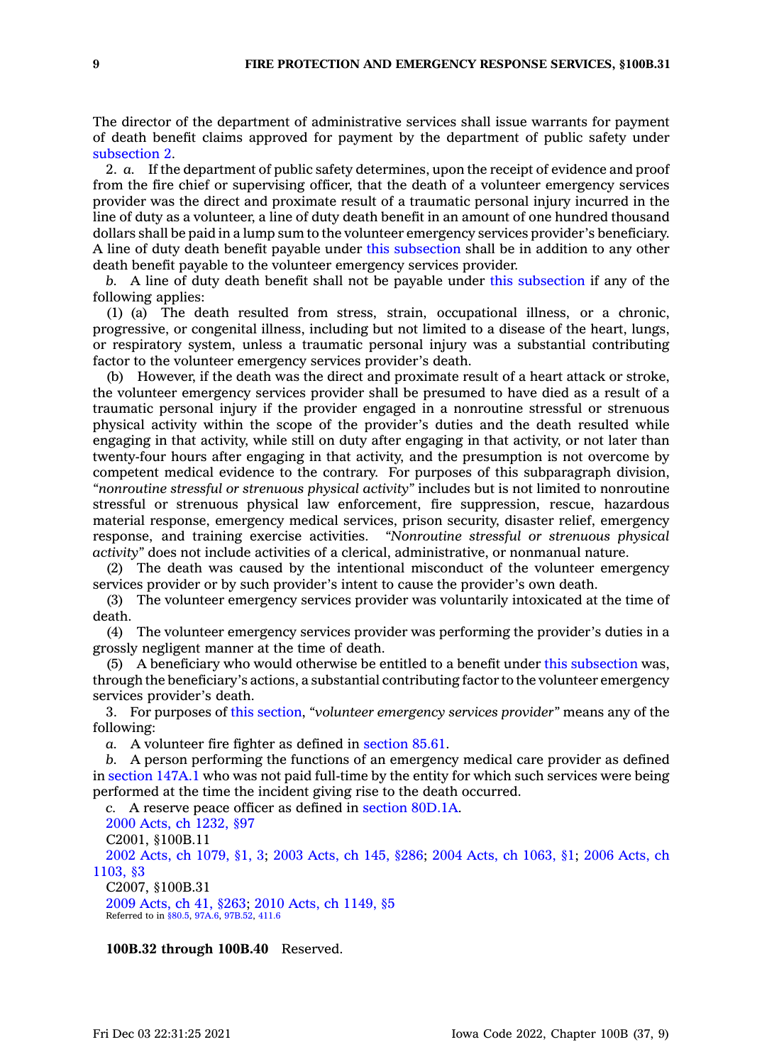The director of the department of administrative services shall issue warrants for payment of death benefit claims approved for payment by the department of public safety under subsection 2.

2. *a.* If the department of public safety determines, upon the receipt of evidence and proof from the fire chief or supervising officer, that the death of a volunteer emergency services provider was the direct and proximate result of a traumatic personal injury incurred in the line of duty as a volunteer, a line of duty death benefit in an amount of one hundred thousand dollars shall be paid in a lump sum to the volunteer emergency services provider's beneficiary. A line of duty death benefit payable under this subsection shall be in addition to any other death benefit payable to the volunteer emergency services provider.

*b.* A line of duty death benefit shall not be payable under this subsection if any of the following applies:

(1) (a) The death resulted from stress, strain, occupational illness, or a chronic, progressive, or congenital illness, including but not limited to a disease of the heart, lungs, or respiratory system, unless a traumatic personal injury was a substantial contributing factor to the volunteer emergency services provider's death.

(b) However, if the death was the direct and proximate result of a heart attack or stroke, the volunteer emergency services provider shall be presumed to have died as a result of a traumatic personal injury if the provider engaged in a nonroutine stressful or strenuous physical activity within the scope of the provider's duties and the death resulted while engaging in that activity, while still on duty after engaging in that activity, or not later than twenty-four hours after engaging in that activity, and the presumption is not overcome by competent medical evidence to the contrary. For purposes of this subparagraph division, *"nonroutine stressful or strenuous physical activity"* includes but is not limited to nonroutine stressful or strenuous physical law enforcement, fire suppression, rescue, hazardous material response, emergency medical services, prison security, disaster relief, emergency response, and training exercise activities. *"Nonroutine stressful or strenuous physical activity"* does not include activities of a clerical, administrative, or nonmanual nature.

(2) The death was caused by the intentional misconduct of the volunteer emergency services provider or by such provider's intent to cause the provider's own death.

(3) The volunteer emergency services provider was voluntarily intoxicated at the time of death.

(4) The volunteer emergency services provider was performing the provider's duties in a grossly negligent manner at the time of death.

(5) A beneficiary who would otherwise be entitled to a benefit under this subsection was, through the beneficiary's actions, a substantial contributing factor to the volunteer emergency services provider's death.

3. For purposes of this section, *"volunteer emergency services provider"* means any of the following:

*a.* A volunteer fire fighter as defined in section 85.61.

*b.* A person performing the functions of an emergency medical care provider as defined in section 147A.1 who was not paid full-time by the entity for which such services were being performed at the time the incident giving rise to the death occurred.

*c.* A reserve peace officer as defined in section 80D.1A.

2000 Acts, ch 1232, §97

C2001, §100B.11

2002 Acts, ch 1079, §1, 3; 2003 Acts, ch 145, §286; 2004 Acts, ch 1063, §1; 2006 Acts, ch 1103, §3

C2007, §100B.31

2009 Acts, ch 41, §263; 2010 Acts, ch 1149, §5

Referred to in §80.5, 97A.6, 97B.52, 411.6

**100B.32 through 100B.40** Reserved.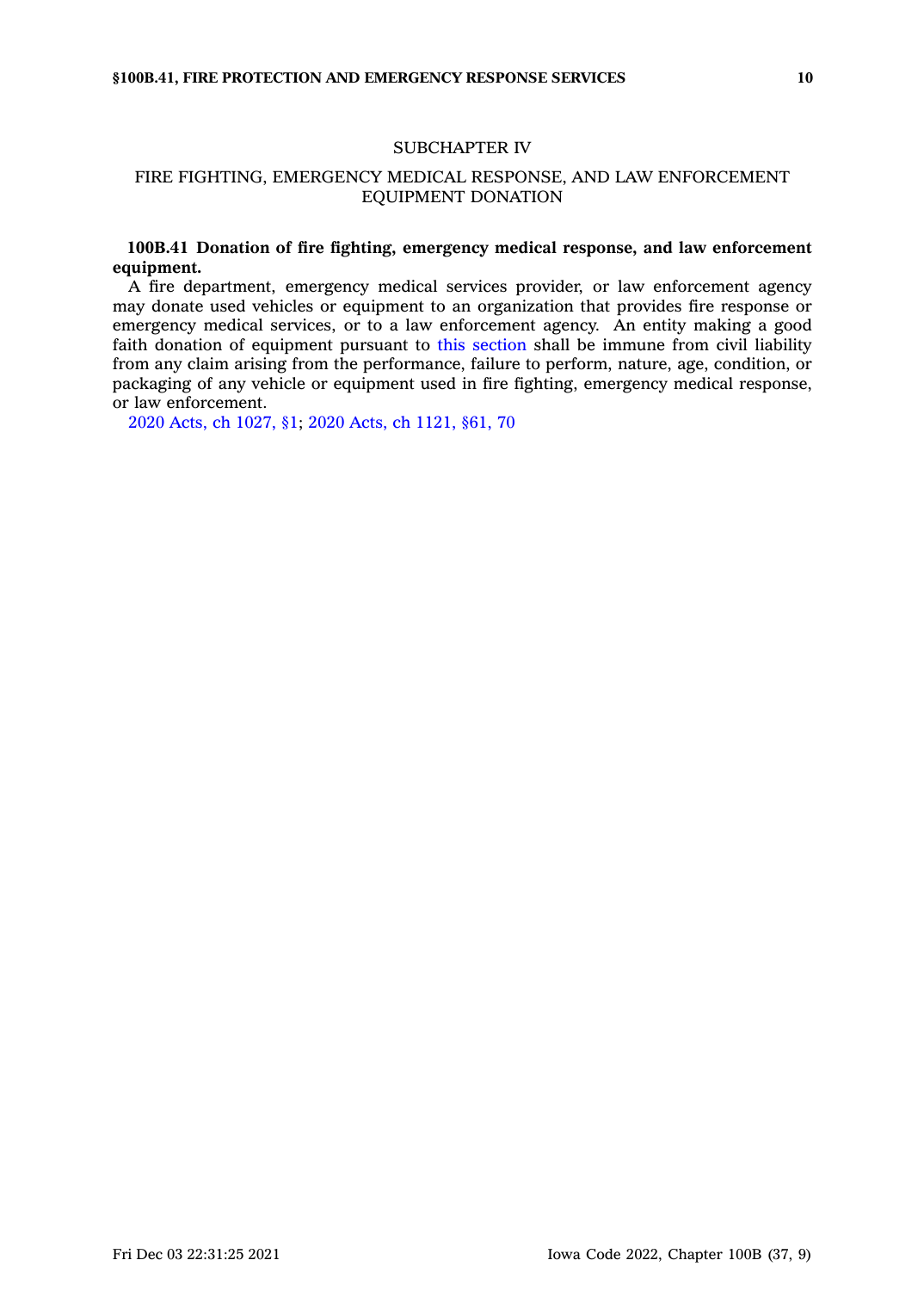## SUBCHAPTER IV

## FIRE FIGHTING, EMERGENCY MEDICAL RESPONSE, AND LAW ENFORCEMENT EQUIPMENT DONATION

**100B.41 Donation of fire fighting, emergency medical response, and law enforcement equipment.**

A fire department, emergency medical services provider, or law enforcement agency may donate used vehicles or equipment to an organization that provides fire response or emergency medical services, or to a law enforcement agency. An entity making a good faith donation of equipment pursuant to this section shall be immune from civil liability from any claim arising from the performance, failure to perform, nature, age, condition, or packaging of any vehicle or equipment used in fire fighting, emergency medical response, or law enforcement.

2020 Acts, ch 1027, §1; 2020 Acts, ch 1121, §61, 70